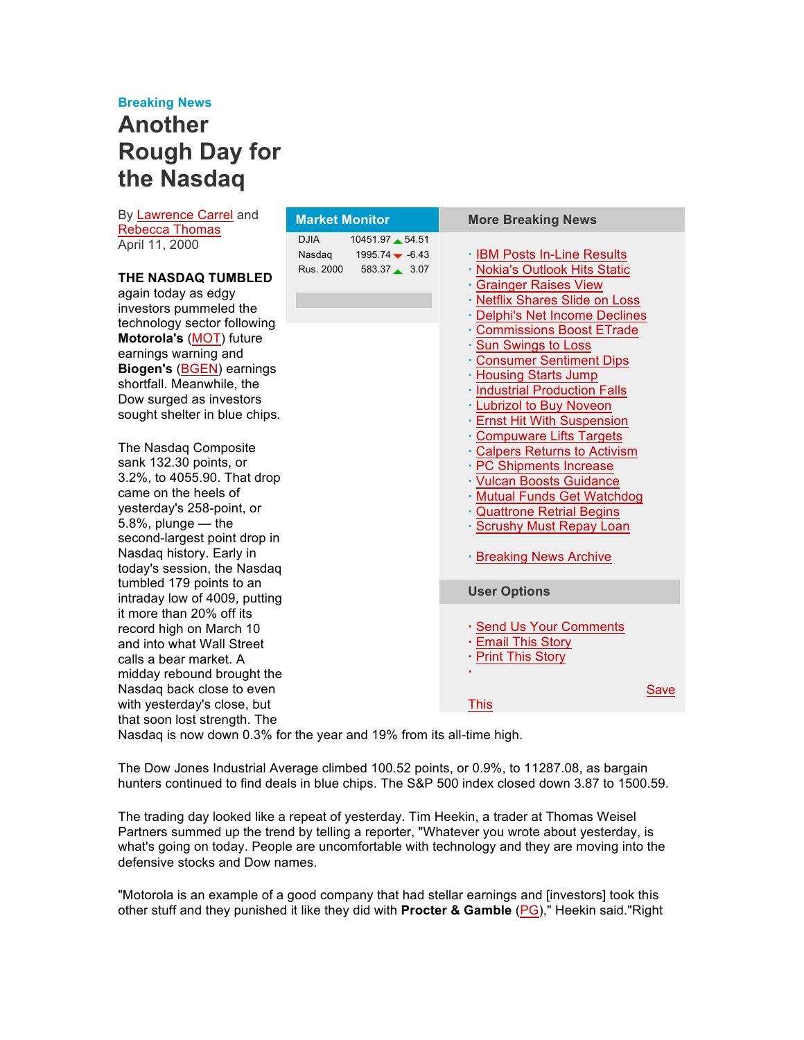Breaking News

# Another Rough Day for the Nasdaq

By Lawrence Carrel and Rebecca Thomas
April 11, 2000

**Market Monitor**

| | | |
|---|---|---|
| DJIA | 10451.97 ▲ | 54.51 |
| Nasdaq | 1995.74 ▼ | -6.43 |
| Rus. 2000 | 583.37 ▲ | 3.07 |

**More Breaking News**

- IBM Posts In-Line Results
- Nokia's Outlook Hits Static
- Grainger Raises View
- Netflix Shares Slide on Loss
- Delphi's Net Income Declines
- Commissions Boost ETrade
- Sun Swings to Loss
- Consumer Sentiment Dips
- Housing Starts Jump
- Industrial Production Falls
- Lubrizol to Buy Noveon
- Ernst Hit With Suspension
- Compuware Lifts Targets
- Calpers Returns to Activism
- PC Shipments Increase
- Vulcan Boosts Guidance
- Mutual Funds Get Watchdog
- Quattrone Retrial Begins
- Scrushy Must Repay Loan

- Breaking News Archive

**User Options**

- Send Us Your Comments
- Email This Story
- Print This Story
- Save This

**THE NASDAQ TUMBLED** again today as edgy investors pummeled the technology sector following **Motorola's** (MOT) future earnings warning and **Biogen's** (BGEN) earnings shortfall. Meanwhile, the Dow surged as investors sought shelter in blue chips.

The Nasdaq Composite sank 132.30 points, or 3.2%, to 4055.90. That drop came on the heels of yesterday's 258-point, or 5.8%, plunge — the second-largest point drop in Nasdaq history. Early in today's session, the Nasdaq tumbled 179 points to an intraday low of 4009, putting it more than 20% off its record high on March 10 and into what Wall Street calls a bear market. A midday rebound brought the Nasdaq back close to even with yesterday's close, but that soon lost strength. The Nasdaq is now down 0.3% for the year and 19% from its all-time high.

The Dow Jones Industrial Average climbed 100.52 points, or 0.9%, to 11287.08, as bargain hunters continued to find deals in blue chips. The S&P 500 index closed down 3.87 to 1500.59.

The trading day looked like a repeat of yesterday. Tim Heekin, a trader at Thomas Weisel Partners summed up the trend by telling a reporter, "Whatever you wrote about yesterday, is what's going on today. People are uncomfortable with technology and they are moving into the defensive stocks and Dow names.

"Motorola is an example of a good company that had stellar earnings and [investors] took this other stuff and they punished it like they did with **Procter & Gamble** (PG)," Heekin said."Right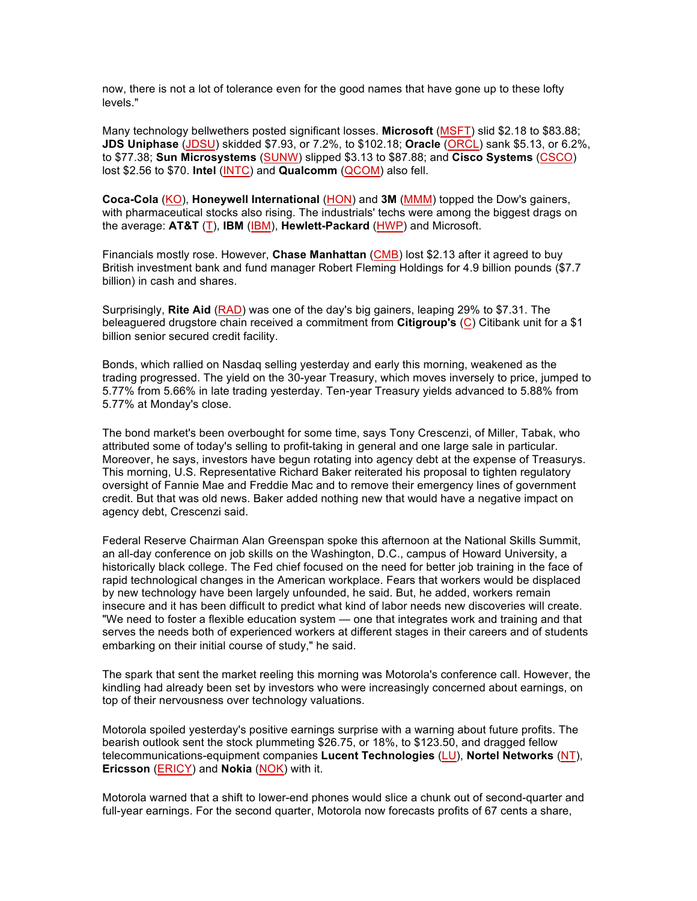now, there is not a lot of tolerance even for the good names that have gone up to these lofty levels."

Many technology bellwethers posted significant losses. **Microsoft** (MSFT) slid $2.18 to $83.88; **JDS Uniphase** (JDSU) skidded $7.93, or 7.2%, to $102.18; **Oracle** (ORCL) sank $5.13, or 6.2%, to $77.38; **Sun Microsystems** (SUNW) slipped $3.13 to $87.88; and **Cisco Systems** (CSCO) lost $2.56 to $70. **Intel** (INTC) and **Qualcomm** (QCOM) also fell.

**Coca-Cola** (KO), **Honeywell International** (HON) and **3M** (MMM) topped the Dow's gainers, with pharmaceutical stocks also rising. The industrials' techs were among the biggest drags on the average: **AT&T** (T), **IBM** (IBM), **Hewlett-Packard** (HWP) and Microsoft.

Financials mostly rose. However, **Chase Manhattan** (CMB) lost $2.13 after it agreed to buy British investment bank and fund manager Robert Fleming Holdings for 4.9 billion pounds ($7.7 billion) in cash and shares.

Surprisingly, **Rite Aid** (RAD) was one of the day's big gainers, leaping 29% to $7.31. The beleaguered drugstore chain received a commitment from **Citigroup's** (C) Citibank unit for a $1 billion senior secured credit facility.

Bonds, which rallied on Nasdaq selling yesterday and early this morning, weakened as the trading progressed. The yield on the 30-year Treasury, which moves inversely to price, jumped to 5.77% from 5.66% in late trading yesterday. Ten-year Treasury yields advanced to 5.88% from 5.77% at Monday's close.

The bond market's been overbought for some time, says Tony Crescenzi, of Miller, Tabak, who attributed some of today's selling to profit-taking in general and one large sale in particular. Moreover, he says, investors have begun rotating into agency debt at the expense of Treasurys. This morning, U.S. Representative Richard Baker reiterated his proposal to tighten regulatory oversight of Fannie Mae and Freddie Mac and to remove their emergency lines of government credit. But that was old news. Baker added nothing new that would have a negative impact on agency debt, Crescenzi said.

Federal Reserve Chairman Alan Greenspan spoke this afternoon at the National Skills Summit, an all-day conference on job skills on the Washington, D.C., campus of Howard University, a historically black college. The Fed chief focused on the need for better job training in the face of rapid technological changes in the American workplace. Fears that workers would be displaced by new technology have been largely unfounded, he said. But, he added, workers remain insecure and it has been difficult to predict what kind of labor needs new discoveries will create. "We need to foster a flexible education system — one that integrates work and training and that serves the needs both of experienced workers at different stages in their careers and of students embarking on their initial course of study," he said.

The spark that sent the market reeling this morning was Motorola's conference call. However, the kindling had already been set by investors who were increasingly concerned about earnings, on top of their nervousness over technology valuations.

Motorola spoiled yesterday's positive earnings surprise with a warning about future profits. The bearish outlook sent the stock plummeting $26.75, or 18%, to $123.50, and dragged fellow telecommunications-equipment companies **Lucent Technologies** (LU), **Nortel Networks** (NT), **Ericsson** (ERICY) and **Nokia** (NOK) with it.

Motorola warned that a shift to lower-end phones would slice a chunk out of second-quarter and full-year earnings. For the second quarter, Motorola now forecasts profits of 67 cents a share,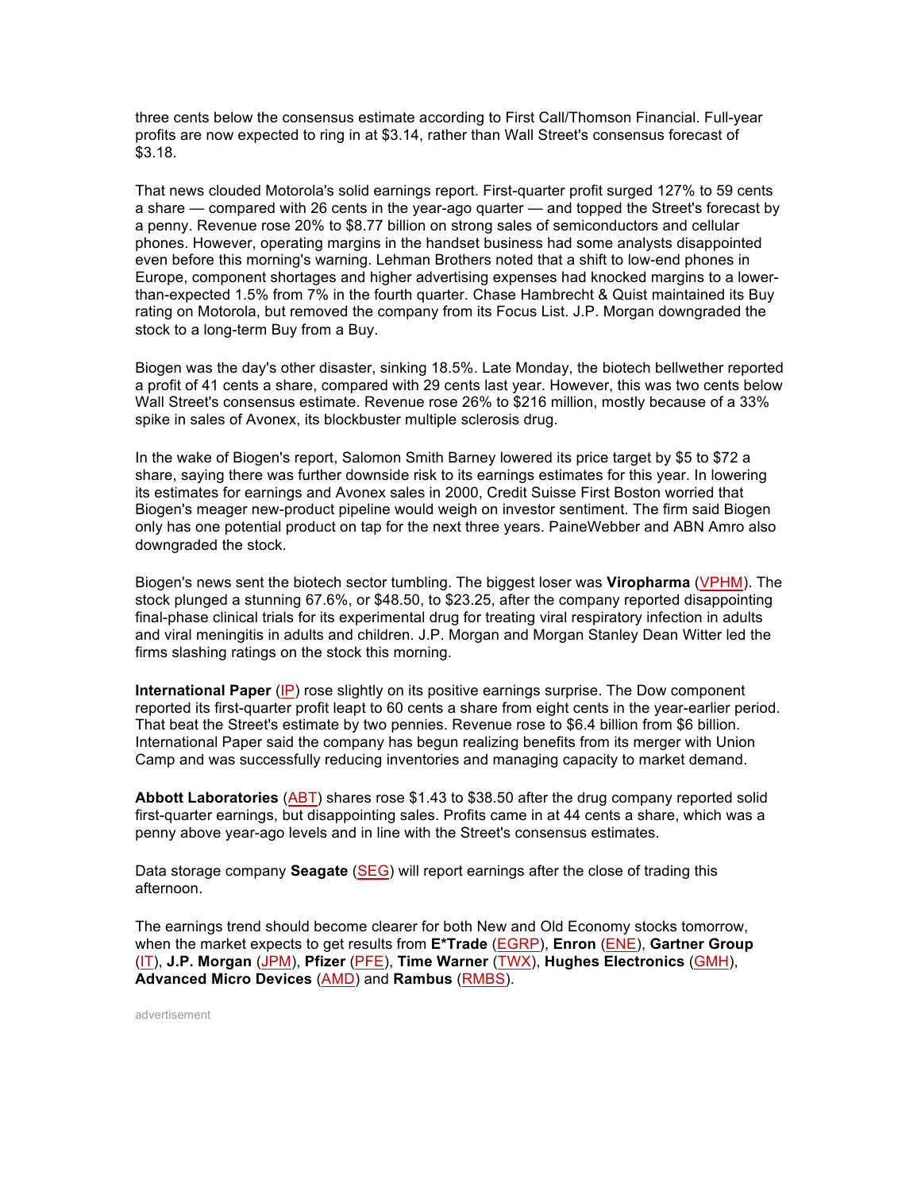three cents below the consensus estimate according to First Call/Thomson Financial. Full-year profits are now expected to ring in at $3.14, rather than Wall Street's consensus forecast of $3.18.

That news clouded Motorola's solid earnings report. First-quarter profit surged 127% to 59 cents a share — compared with 26 cents in the year-ago quarter — and topped the Street's forecast by a penny. Revenue rose 20% to $8.77 billion on strong sales of semiconductors and cellular phones. However, operating margins in the handset business had some analysts disappointed even before this morning's warning. Lehman Brothers noted that a shift to low-end phones in Europe, component shortages and higher advertising expenses had knocked margins to a lower-than-expected 1.5% from 7% in the fourth quarter. Chase Hambrecht & Quist maintained its Buy rating on Motorola, but removed the company from its Focus List. J.P. Morgan downgraded the stock to a long-term Buy from a Buy.

Biogen was the day's other disaster, sinking 18.5%. Late Monday, the biotech bellwether reported a profit of 41 cents a share, compared with 29 cents last year. However, this was two cents below Wall Street's consensus estimate. Revenue rose 26% to $216 million, mostly because of a 33% spike in sales of Avonex, its blockbuster multiple sclerosis drug.

In the wake of Biogen's report, Salomon Smith Barney lowered its price target by $5 to $72 a share, saying there was further downside risk to its earnings estimates for this year. In lowering its estimates for earnings and Avonex sales in 2000, Credit Suisse First Boston worried that Biogen's meager new-product pipeline would weigh on investor sentiment. The firm said Biogen only has one potential product on tap for the next three years. PaineWebber and ABN Amro also downgraded the stock.

Biogen's news sent the biotech sector tumbling. The biggest loser was **Viropharma** (VPHM). The stock plunged a stunning 67.6%, or $48.50, to $23.25, after the company reported disappointing final-phase clinical trials for its experimental drug for treating viral respiratory infection in adults and viral meningitis in adults and children. J.P. Morgan and Morgan Stanley Dean Witter led the firms slashing ratings on the stock this morning.

**International Paper** (IP) rose slightly on its positive earnings surprise. The Dow component reported its first-quarter profit leapt to 60 cents a share from eight cents in the year-earlier period. That beat the Street's estimate by two pennies. Revenue rose to $6.4 billion from $6 billion. International Paper said the company has begun realizing benefits from its merger with Union Camp and was successfully reducing inventories and managing capacity to market demand.

**Abbott Laboratories** (ABT) shares rose $1.43 to $38.50 after the drug company reported solid first-quarter earnings, but disappointing sales. Profits came in at 44 cents a share, which was a penny above year-ago levels and in line with the Street's consensus estimates.

Data storage company **Seagate** (SEG) will report earnings after the close of trading this afternoon.

The earnings trend should become clearer for both New and Old Economy stocks tomorrow, when the market expects to get results from **E*Trade** (EGRP), **Enron** (ENE), **Gartner Group** (IT), **J.P. Morgan** (JPM), **Pfizer** (PFE), **Time Warner** (TWX), **Hughes Electronics** (GMH), **Advanced Micro Devices** (AMD) and **Rambus** (RMBS).

advertisement